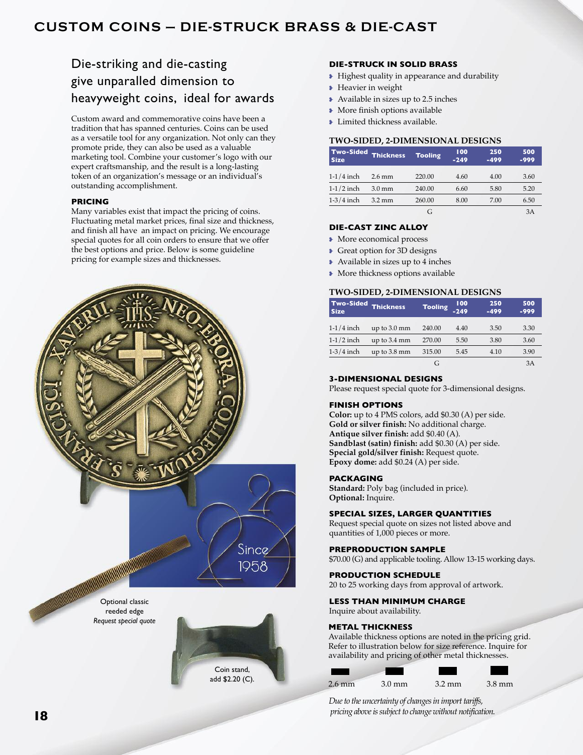# CUSTOM COINS – DIE-STRUCK BRASS & DIE-CAST

## Die-striking and die-casting give unparalled dimension to heavyweight coins, ideal for awards

Custom award and commemorative coins have been a tradition that has spanned centuries. Coins can be used as a versatile tool for any organization. Not only can they promote pride, they can also be used as a valuable marketing tool. Combine your customer's logo with our expert craftsmanship, and the result is a long-lasting token of an organization's message or an individual's outstanding accomplishment.

### PRICING

Many variables exist that impact the pricing of coins. Fluctuating metal market prices, final size and thickness, and finish all have an impact on pricing. We encourage special quotes for all coin orders to ensure that we offer the best options and price. Below is some guideline pricing for example sizes and thicknesses.

Since 1958

Optional classic reeded edge
*Request special quote*

Coin stand, add $2.20 (C).

### DIE-STRUCK IN SOLID BRASS

- Highest quality in appearance and durability
- Heavier in weight
- Available in sizes up to 2.5 inches
- More finish options available
- Limited thickness available.

**TWO-SIDED, 2-DIMENSIONAL DESIGNS**

| Two-Sided Size | Thickness | Tooling | 100 -249 | 250 -499 | 500 -999 |
|---|---|---|---|---|---|
| 1-1/4 inch | 2.6 mm | 220.00 | 4.60 | 4.00 | 3.60 |
| 1-1/2 inch | 3.0 mm | 240.00 | 6.60 | 5.80 | 5.20 |
| 1-3/4 inch | 3.2 mm | 260.00 | 8.00 | 7.00 | 6.50 |
| | | G | | | 3A |

### DIE-CAST ZINC ALLOY

- More economical process
- Great option for 3D designs
- Available in sizes up to 4 inches
- More thickness options available

**TWO-SIDED, 2-DIMENSIONAL DESIGNS**

| Two-Sided Size | Thickness | Tooling | 100 -249 | 250 -499 | 500 -999 |
|---|---|---|---|---|---|
| 1-1/4 inch | up to 3.0 mm | 240.00 | 4.40 | 3.50 | 3.30 |
| 1-1/2 inch | up to 3.4 mm | 270.00 | 5.50 | 3.80 | 3.60 |
| 1-3/4 inch | up to 3.8 mm | 315.00 | 5.45 | 4.10 | 3.90 |
| | | G | | | 3A |

### 3-DIMENSIONAL DESIGNS

Please request special quote for 3-dimensional designs.

### FINISH OPTIONS

**Color:** up to 4 PMS colors, add $0.30 (A) per side.
**Gold or silver finish:** No additional charge.
**Antique silver finish:** add $0.40 (A).
**Sandblast (satin) finish:** add $0.30 (A) per side.
**Special gold/silver finish:** Request quote.
**Epoxy dome:** add $0.24 (A) per side.

### PACKAGING

**Standard:** Poly bag (included in price).
**Optional:** Inquire.

### SPECIAL SIZES, LARGER QUANTITIES

Request special quote on sizes not listed above and quantities of 1,000 pieces or more.

### PREPRODUCTION SAMPLE

$70.00 (G) and applicable tooling. Allow 13-15 working days.

### PRODUCTION SCHEDULE

20 to 25 working days from approval of artwork.

### LESS THAN MINIMUM CHARGE

Inquire about availability.

### METAL THICKNESS

Available thickness options are noted in the pricing grid. Refer to illustration below for size reference. Inquire for availability and pricing of other metal thicknesses.

2.6 mm 3.0 mm 3.2 mm 3.8 mm

*Due to the uncertainty of changes in import tariffs, pricing above is subject to change without notification.*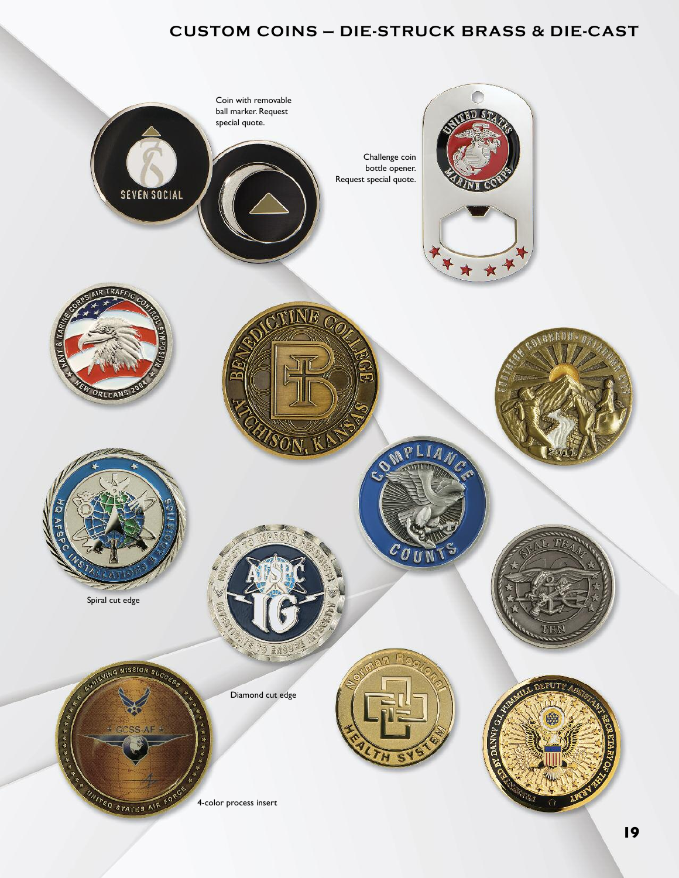# CUSTOM COINS – DIE-STRUCK BRASS & DIE-CAST

Coin with removable ball marker. Request special quote.

Challenge coin bottle opener. Request special quote.

Spiral cut edge

Diamond cut edge

4-color process insert